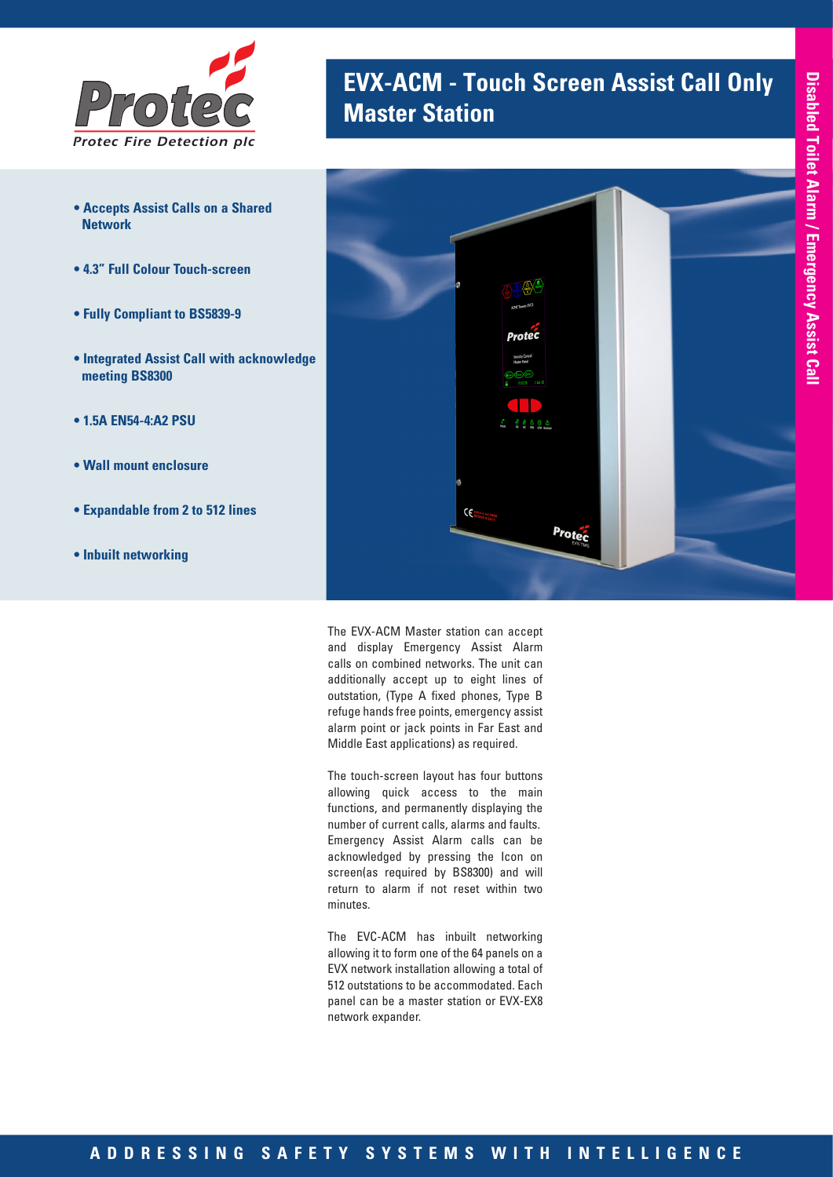Protec Fire Detection plc

# EVX-ACM - Touch Screen Assist Call Only Master Station

Disabled Toilet Alarm / Emergency Assist Call

- **Accepts Assist Calls on a Shared Network**
- **4.3" Full Colour Touch-screen**
- **Fully Compliant to BS5839-9**
- **Integrated Assist Call with acknowledge meeting BS8300**
- **1.5A EN54-4:A2 PSU**
- **Wall mount enclosure**
- **Expandable from 2 to 512 lines**
- **Inbuilt networking**

The EVX-ACM Master station can accept and display Emergency Assist Alarm calls on combined networks. The unit can additionally accept up to eight lines of outstation, (Type A fixed phones, Type B refuge hands free points, emergency assist alarm point or jack points in Far East and Middle East applications) as required.

The touch-screen layout has four buttons allowing quick access to the main functions, and permanently displaying the number of current calls, alarms and faults. Emergency Assist Alarm calls can be acknowledged by pressing the Icon on screen(as required by BS8300) and will return to alarm if not reset within two minutes.

The EVC-ACM has inbuilt networking allowing it to form one of the 64 panels on a EVX network installation allowing a total of 512 outstations to be accommodated. Each panel can be a master station or EVX-EX8 network expander.

**ADDRESSING SAFETY SYSTEMS WITH INTELLIGENCE**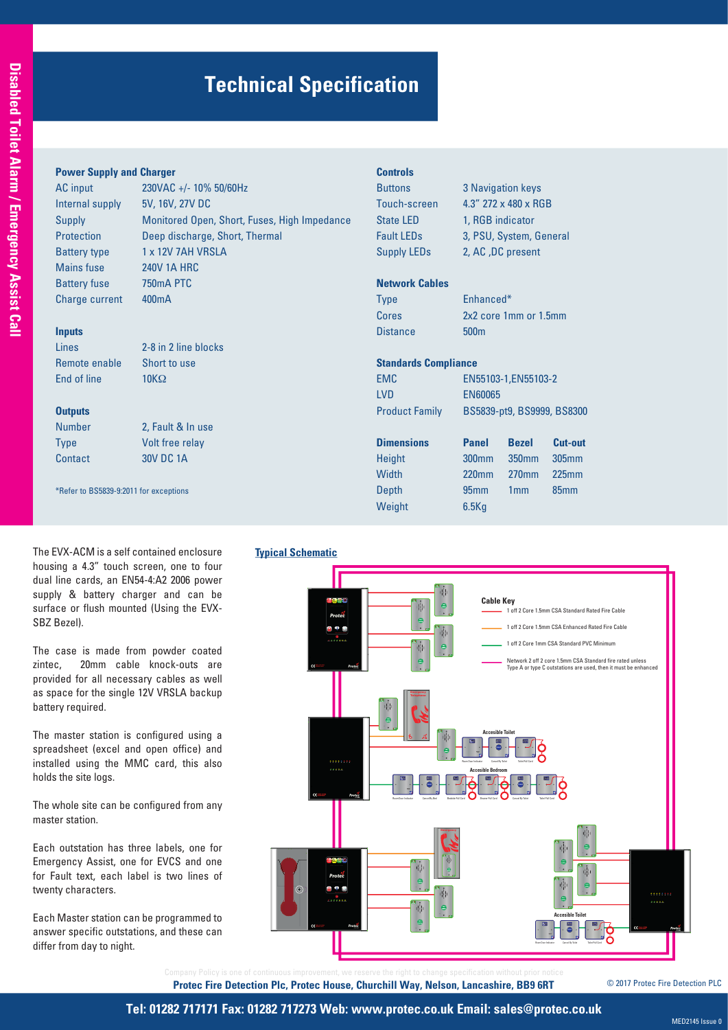# Technical Specification

### Power Supply and Charger

| | |
|---|---|
| AC input | 230VAC +/- 10% 50/60Hz |
| Internal supply | 5V, 16V, 27V DC |
| Supply | Monitored Open, Short, Fuses, High Impedance |
| Protection | Deep discharge, Short, Thermal |
| Battery type | 1 x 12V 7AH VRSLA |
| Mains fuse | 240V 1A HRC |
| Battery fuse | 750mA PTC |
| Charge current | 400mA |

### Inputs

| | |
|---|---|
| Lines | 2-8 in 2 line blocks |
| Remote enable | Short to use |
| End of line | 10KΩ |

### Outputs

| | |
|---|---|
| Number | 2, Fault & In use |
| Type | Volt free relay |
| Contact | 30V DC 1A |

*Refer to BS5839-9:2011 for exceptions

### Controls

| | |
|---|---|
| Buttons | 3 Navigation keys |
| Touch-screen | 4.3" 272 x 480 x RGB |
| State LED | 1, RGB indicator |
| Fault LEDs | 3, PSU, System, General |
| Supply LEDs | 2, AC ,DC present |

### Network Cables

| | |
|---|---|
| Type | Enhanced* |
| Cores | 2x2 core 1mm or 1.5mm |
| Distance | 500m |

### Standards Compliance

| | |
|---|---|
| EMC | EN55103-1,EN55103-2 |
| LVD | EN60065 |
| Product Family | BS5839-pt9, BS9999, BS8300 |

| Dimensions | Panel | Bezel | Cut-out |
|---|---|---|---|
| Height | 300mm | 350mm | 305mm |
| Width | 220mm | 270mm | 225mm |
| Depth | 95mm | 1mm | 85mm |
| Weight | 6.5Kg | | |

The EVX-ACM is a self contained enclosure housing a 4.3" touch screen, one to four dual line cards, an EN54-4:A2 2006 power supply & battery charger and can be surface or flush mounted (Using the EVX-SBZ Bezel).

The case is made from powder coated zintec, 20mm cable knock-outs are provided for all necessary cables as well as space for the single 12V VRSLA backup battery required.

The master station is configured using a spreadsheet (excel and open office) and installed using the MMC card, this also holds the site logs.

The whole site can be configured from any master station.

Each outstation has three labels, one for Emergency Assist, one for EVCS and one for Fault text, each label is two lines of twenty characters.

Each Master station can be programmed to answer specific outstations, and these can differ from day to night.

## Typical Schematic

Cable Key

1 off 2 Core 1.5mm CSA Standard Rated Fire Cable

1 off 2 Core 1.5mm CSA Enhanced Rated Fire Cable

1 off 2 Core 1mm CSA Standard PVC Minimum

Network 2 off 2 core 1.5mm CSA Standard fire rated unless Type A or type C outstations are used, then it must be enhanced

Accesible Toilet

Accesible Bedroom

Accesible Toilet

Company Policy is one of continuous improvement, we reserve the right to change specification without prior notice

**Protec Fire Detection Plc, Protec House, Churchill Way, Nelson, Lancashire, BB9 6RT**

© 2017 Protec Fire Detection PLC

**Tel: 01282 717171 Fax: 01282 717273 Web: www.protec.co.uk Email: sales@protec.co.uk**

MED2145 Issue 0